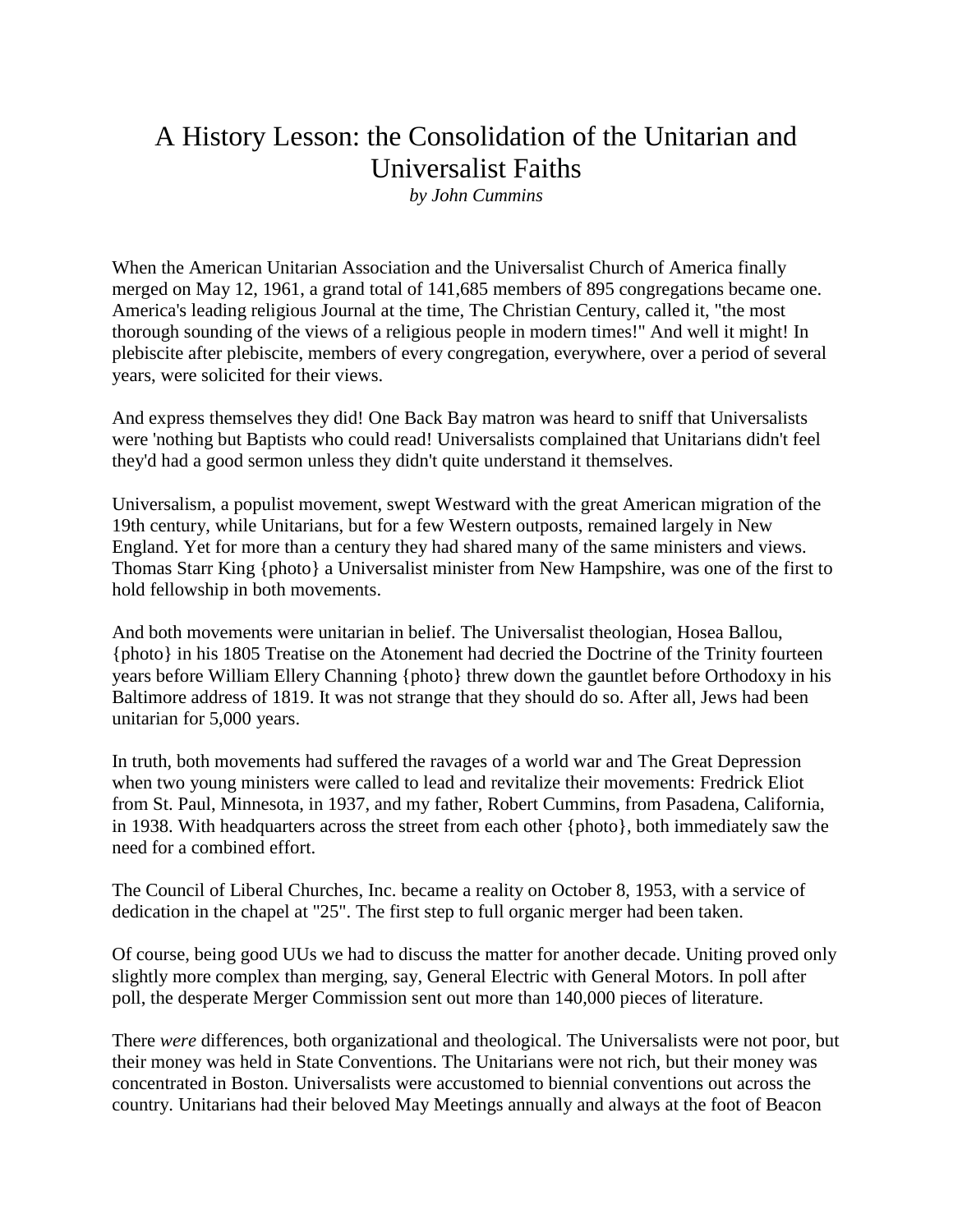# A History Lesson: the Consolidation of the Unitarian and Universalist Faiths

*by John Cummins*

When the American Unitarian Association and the Universalist Church of America finally merged on May 12, 1961, a grand total of 141,685 members of 895 congregations became one. America's leading religious Journal at the time, The Christian Century, called it, "the most thorough sounding of the views of a religious people in modern times!" And well it might! In plebiscite after plebiscite, members of every congregation, everywhere, over a period of several years, were solicited for their views.

And express themselves they did! One Back Bay matron was heard to sniff that Universalists were 'nothing but Baptists who could read! Universalists complained that Unitarians didn't feel they'd had a good sermon unless they didn't quite understand it themselves.

Universalism, a populist movement, swept Westward with the great American migration of the 19th century, while Unitarians, but for a few Western outposts, remained largely in New England. Yet for more than a century they had shared many of the same ministers and views. Thomas Starr King {photo} a Universalist minister from New Hampshire, was one of the first to hold fellowship in both movements.

And both movements were unitarian in belief. The Universalist theologian, Hosea Ballou, {photo} in his 1805 Treatise on the Atonement had decried the Doctrine of the Trinity fourteen years before William Ellery Channing {photo} threw down the gauntlet before Orthodoxy in his Baltimore address of 1819. It was not strange that they should do so. After all, Jews had been unitarian for 5,000 years.

In truth, both movements had suffered the ravages of a world war and The Great Depression when two young ministers were called to lead and revitalize their movements: Fredrick Eliot from St. Paul, Minnesota, in 1937, and my father, Robert Cummins, from Pasadena, California, in 1938. With headquarters across the street from each other {photo}, both immediately saw the need for a combined effort.

The Council of Liberal Churches, Inc. became a reality on October 8, 1953, with a service of dedication in the chapel at "25". The first step to full organic merger had been taken.

Of course, being good UUs we had to discuss the matter for another decade. Uniting proved only slightly more complex than merging, say, General Electric with General Motors. In poll after poll, the desperate Merger Commission sent out more than 140,000 pieces of literature.

There *were* differences, both organizational and theological. The Universalists were not poor, but their money was held in State Conventions. The Unitarians were not rich, but their money was concentrated in Boston. Universalists were accustomed to biennial conventions out across the country. Unitarians had their beloved May Meetings annually and always at the foot of Beacon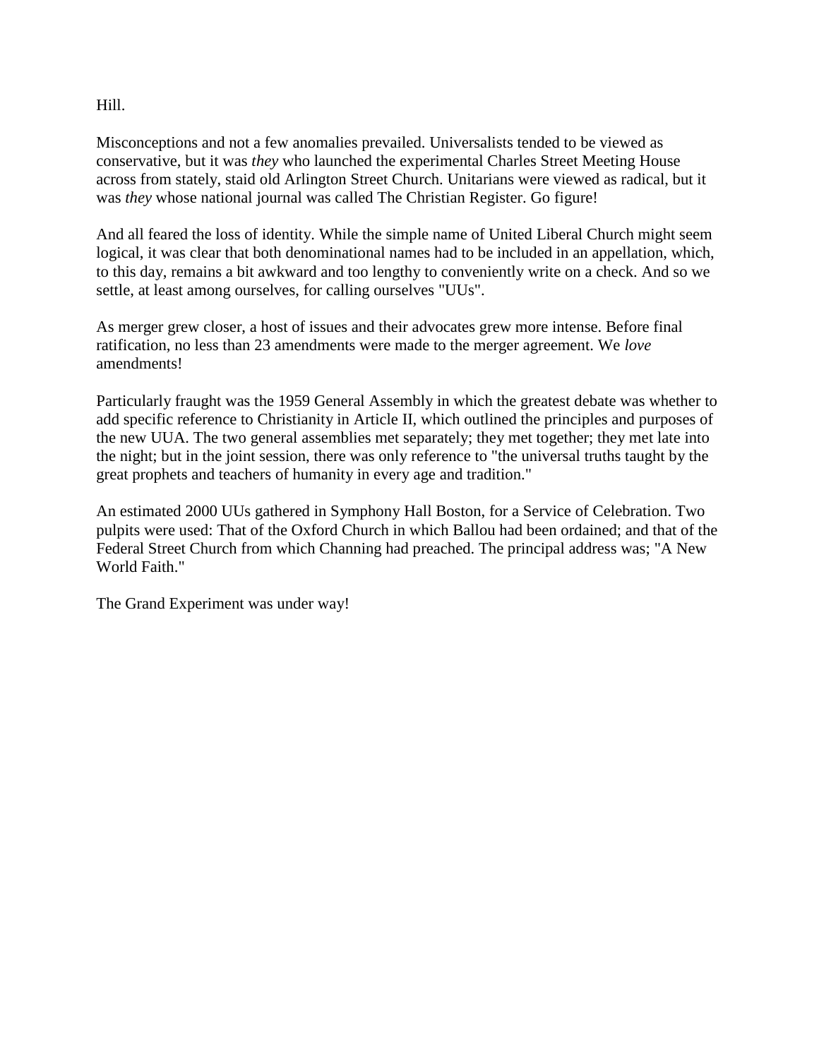Hill.

Misconceptions and not a few anomalies prevailed. Universalists tended to be viewed as conservative, but it was *they* who launched the experimental Charles Street Meeting House across from stately, staid old Arlington Street Church. Unitarians were viewed as radical, but it was *they* whose national journal was called The Christian Register. Go figure!

And all feared the loss of identity. While the simple name of United Liberal Church might seem logical, it was clear that both denominational names had to be included in an appellation, which, to this day, remains a bit awkward and too lengthy to conveniently write on a check. And so we settle, at least among ourselves, for calling ourselves "UUs".

As merger grew closer, a host of issues and their advocates grew more intense. Before final ratification, no less than 23 amendments were made to the merger agreement. We *love* amendments!

Particularly fraught was the 1959 General Assembly in which the greatest debate was whether to add specific reference to Christianity in Article II, which outlined the principles and purposes of the new UUA. The two general assemblies met separately; they met together; they met late into the night; but in the joint session, there was only reference to "the universal truths taught by the great prophets and teachers of humanity in every age and tradition."

An estimated 2000 UUs gathered in Symphony Hall Boston, for a Service of Celebration. Two pulpits were used: That of the Oxford Church in which Ballou had been ordained; and that of the Federal Street Church from which Channing had preached. The principal address was; "A New World Faith."

The Grand Experiment was under way!